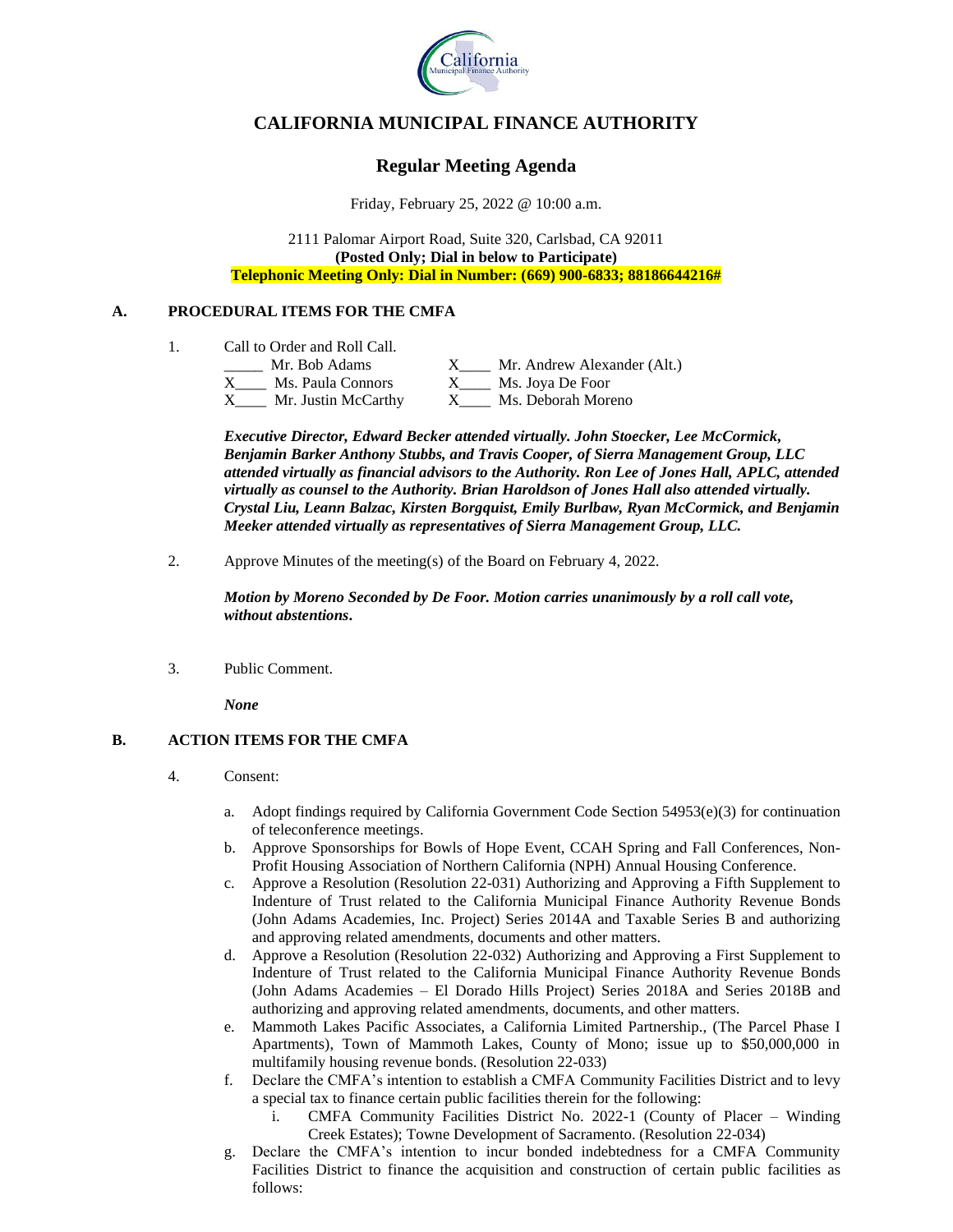# CALIFORNIA MUNICIPAL FINANCE AUTHORITY

## Regular Meeting Agenda

Friday, February 25, 2022 @ 10:00 a.m.

2111 Palomar Airport Road, Suite 320, Carlsbad, CA 92011
**(Posted Only; Dial in below to Participate)**
**Telephonic Meeting Only: Dial in Number: (669) 900-6833; 88186644216#**

### A. PROCEDURAL ITEMS FOR THE CMFA

1. Call to Order and Roll Call.

| | |
|---|---|
| _____ Mr. Bob Adams | X____ Mr. Andrew Alexander (Alt.) |
| X____ Ms. Paula Connors | X____ Ms. Joya De Foor |
| X____ Mr. Justin McCarthy | X____ Ms. Deborah Moreno |

***Executive Director, Edward Becker attended virtually. John Stoecker, Lee McCormick, Benjamin Barker Anthony Stubbs, and Travis Cooper, of Sierra Management Group, LLC attended virtually as financial advisors to the Authority. Ron Lee of Jones Hall, APLC, attended virtually as counsel to the Authority. Brian Haroldson of Jones Hall also attended virtually. Crystal Liu, Leann Balzac, Kirsten Borgquist, Emily Burlbaw, Ryan McCormick, and Benjamin Meeker attended virtually as representatives of Sierra Management Group, LLC.***

2. Approve Minutes of the meeting(s) of the Board on February 4, 2022.

***Motion by Moreno Seconded by De Foor. Motion carries unanimously by a roll call vote, without abstentions.***

3. Public Comment.

***None***

### B. ACTION ITEMS FOR THE CMFA

4. Consent:

a. Adopt findings required by California Government Code Section 54953(e)(3) for continuation of teleconference meetings.

b. Approve Sponsorships for Bowls of Hope Event, CCAH Spring and Fall Conferences, Non-Profit Housing Association of Northern California (NPH) Annual Housing Conference.

c. Approve a Resolution (Resolution 22-031) Authorizing and Approving a Fifth Supplement to Indenture of Trust related to the California Municipal Finance Authority Revenue Bonds (John Adams Academies, Inc. Project) Series 2014A and Taxable Series B and authorizing and approving related amendments, documents and other matters.

d. Approve a Resolution (Resolution 22-032) Authorizing and Approving a First Supplement to Indenture of Trust related to the California Municipal Finance Authority Revenue Bonds (John Adams Academies – El Dorado Hills Project) Series 2018A and Series 2018B and authorizing and approving related amendments, documents, and other matters.

e. Mammoth Lakes Pacific Associates, a California Limited Partnership., (The Parcel Phase I Apartments), Town of Mammoth Lakes, County of Mono; issue up to $50,000,000 in multifamily housing revenue bonds. (Resolution 22-033)

f. Declare the CMFA's intention to establish a CMFA Community Facilities District and to levy a special tax to finance certain public facilities therein for the following:

   i. CMFA Community Facilities District No. 2022-1 (County of Placer – Winding Creek Estates); Towne Development of Sacramento. (Resolution 22-034)

g. Declare the CMFA's intention to incur bonded indebtedness for a CMFA Community Facilities District to finance the acquisition and construction of certain public facilities as follows: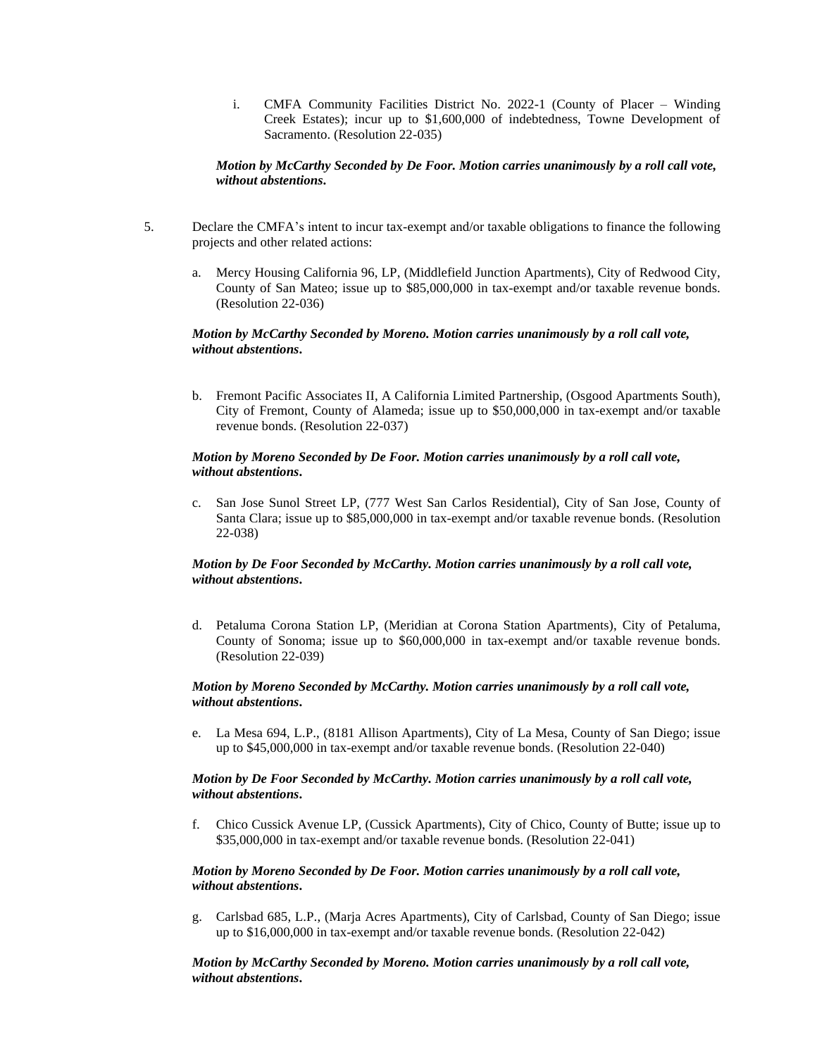i. CMFA Community Facilities District No. 2022-1 (County of Placer – Winding Creek Estates); incur up to $1,600,000 of indebtedness, Towne Development of Sacramento. (Resolution 22-035)

***Motion by McCarthy Seconded by De Foor. Motion carries unanimously by a roll call vote, without abstentions.***

5. Declare the CMFA's intent to incur tax-exempt and/or taxable obligations to finance the following projects and other related actions:

   a. Mercy Housing California 96, LP, (Middlefield Junction Apartments), City of Redwood City, County of San Mateo; issue up to $85,000,000 in tax-exempt and/or taxable revenue bonds. (Resolution 22-036)

   ***Motion by McCarthy Seconded by Moreno. Motion carries unanimously by a roll call vote, without abstentions.***

   b. Fremont Pacific Associates II, A California Limited Partnership, (Osgood Apartments South), City of Fremont, County of Alameda; issue up to $50,000,000 in tax-exempt and/or taxable revenue bonds. (Resolution 22-037)

   ***Motion by Moreno Seconded by De Foor. Motion carries unanimously by a roll call vote, without abstentions.***

   c. San Jose Sunol Street LP, (777 West San Carlos Residential), City of San Jose, County of Santa Clara; issue up to $85,000,000 in tax-exempt and/or taxable revenue bonds. (Resolution 22-038)

   ***Motion by De Foor Seconded by McCarthy. Motion carries unanimously by a roll call vote, without abstentions.***

   d. Petaluma Corona Station LP, (Meridian at Corona Station Apartments), City of Petaluma, County of Sonoma; issue up to $60,000,000 in tax-exempt and/or taxable revenue bonds. (Resolution 22-039)

   ***Motion by Moreno Seconded by McCarthy. Motion carries unanimously by a roll call vote, without abstentions.***

   e. La Mesa 694, L.P., (8181 Allison Apartments), City of La Mesa, County of San Diego; issue up to $45,000,000 in tax-exempt and/or taxable revenue bonds. (Resolution 22-040)

   ***Motion by De Foor Seconded by McCarthy. Motion carries unanimously by a roll call vote, without abstentions.***

   f. Chico Cussick Avenue LP, (Cussick Apartments), City of Chico, County of Butte; issue up to $35,000,000 in tax-exempt and/or taxable revenue bonds. (Resolution 22-041)

   ***Motion by Moreno Seconded by De Foor. Motion carries unanimously by a roll call vote, without abstentions.***

   g. Carlsbad 685, L.P., (Marja Acres Apartments), City of Carlsbad, County of San Diego; issue up to $16,000,000 in tax-exempt and/or taxable revenue bonds. (Resolution 22-042)

   ***Motion by McCarthy Seconded by Moreno. Motion carries unanimously by a roll call vote, without abstentions.***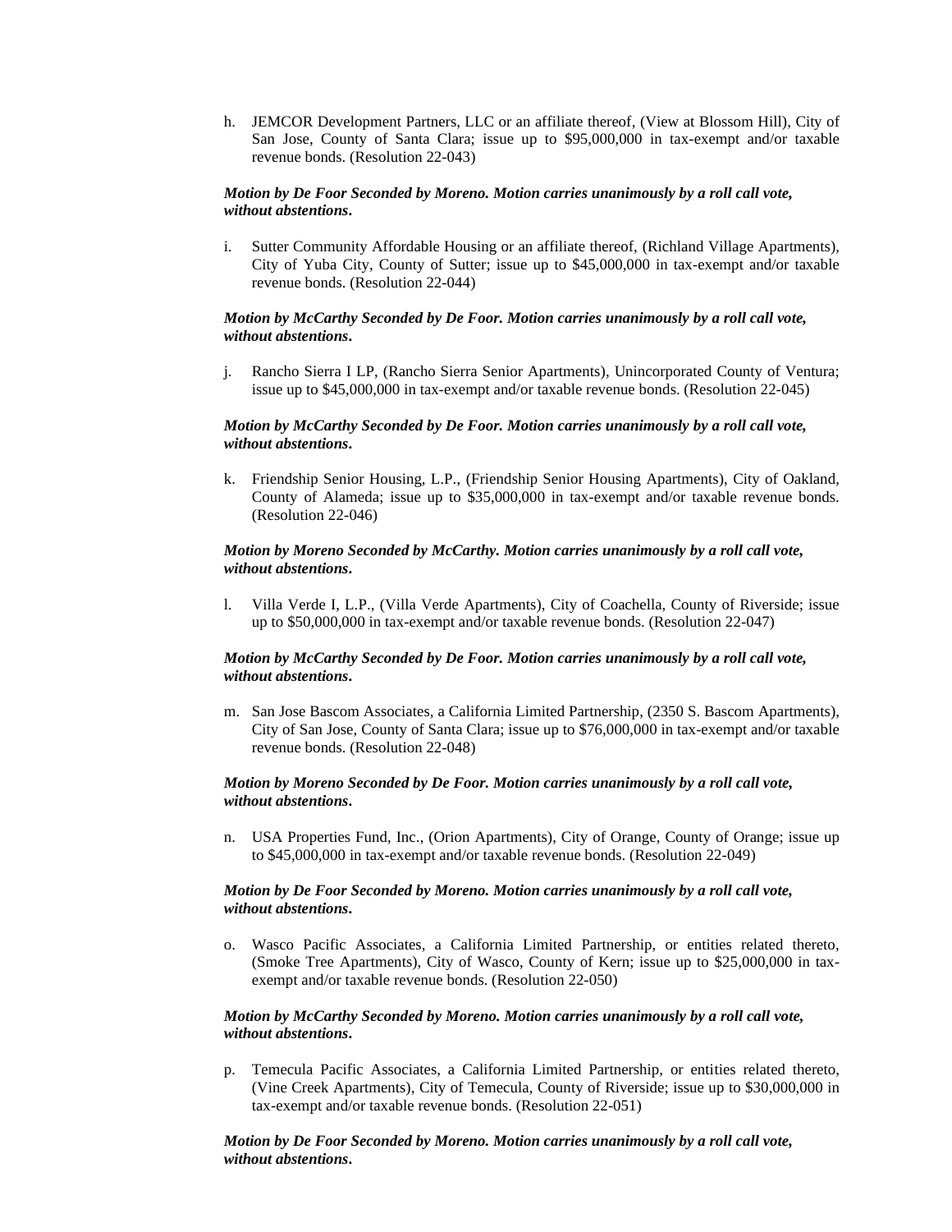h. JEMCOR Development Partners, LLC or an affiliate thereof, (View at Blossom Hill), City of San Jose, County of Santa Clara; issue up to $95,000,000 in tax-exempt and/or taxable revenue bonds. (Resolution 22-043)

***Motion by De Foor Seconded by Moreno. Motion carries unanimously by a roll call vote, without abstentions.***

i. Sutter Community Affordable Housing or an affiliate thereof, (Richland Village Apartments), City of Yuba City, County of Sutter; issue up to $45,000,000 in tax-exempt and/or taxable revenue bonds. (Resolution 22-044)

***Motion by McCarthy Seconded by De Foor. Motion carries unanimously by a roll call vote, without abstentions.***

j. Rancho Sierra I LP, (Rancho Sierra Senior Apartments), Unincorporated County of Ventura; issue up to $45,000,000 in tax-exempt and/or taxable revenue bonds. (Resolution 22-045)

***Motion by McCarthy Seconded by De Foor. Motion carries unanimously by a roll call vote, without abstentions.***

k. Friendship Senior Housing, L.P., (Friendship Senior Housing Apartments), City of Oakland, County of Alameda; issue up to $35,000,000 in tax-exempt and/or taxable revenue bonds. (Resolution 22-046)

***Motion by Moreno Seconded by McCarthy. Motion carries unanimously by a roll call vote, without abstentions.***

l. Villa Verde I, L.P., (Villa Verde Apartments), City of Coachella, County of Riverside; issue up to $50,000,000 in tax-exempt and/or taxable revenue bonds. (Resolution 22-047)

***Motion by McCarthy Seconded by De Foor. Motion carries unanimously by a roll call vote, without abstentions.***

m. San Jose Bascom Associates, a California Limited Partnership, (2350 S. Bascom Apartments), City of San Jose, County of Santa Clara; issue up to $76,000,000 in tax-exempt and/or taxable revenue bonds. (Resolution 22-048)

***Motion by Moreno Seconded by De Foor. Motion carries unanimously by a roll call vote, without abstentions.***

n. USA Properties Fund, Inc., (Orion Apartments), City of Orange, County of Orange; issue up to $45,000,000 in tax-exempt and/or taxable revenue bonds. (Resolution 22-049)

***Motion by De Foor Seconded by Moreno. Motion carries unanimously by a roll call vote, without abstentions.***

o. Wasco Pacific Associates, a California Limited Partnership, or entities related thereto, (Smoke Tree Apartments), City of Wasco, County of Kern; issue up to $25,000,000 in tax-exempt and/or taxable revenue bonds. (Resolution 22-050)

***Motion by McCarthy Seconded by Moreno. Motion carries unanimously by a roll call vote, without abstentions.***

p. Temecula Pacific Associates, a California Limited Partnership, or entities related thereto, (Vine Creek Apartments), City of Temecula, County of Riverside; issue up to $30,000,000 in tax-exempt and/or taxable revenue bonds. (Resolution 22-051)

***Motion by De Foor Seconded by Moreno. Motion carries unanimously by a roll call vote, without abstentions.***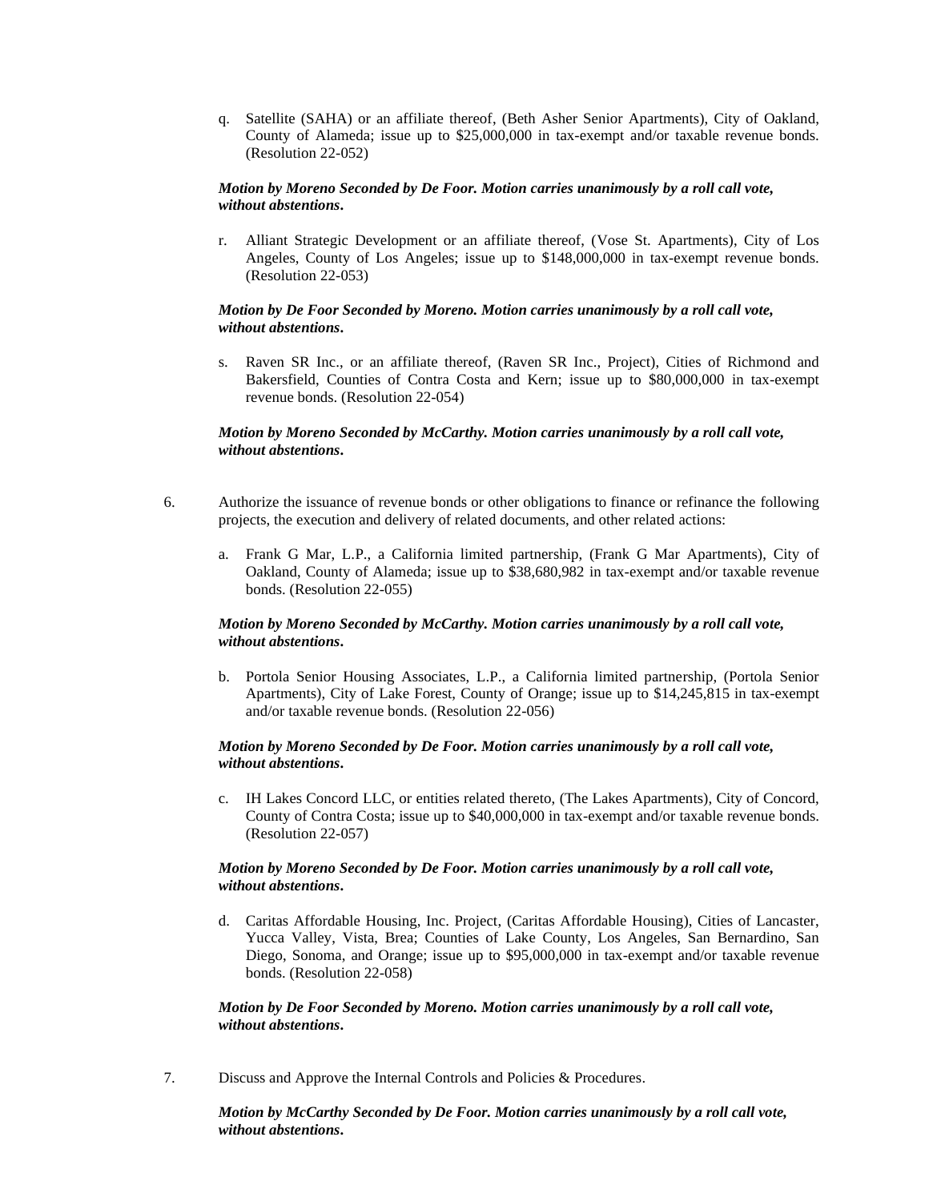q. Satellite (SAHA) or an affiliate thereof, (Beth Asher Senior Apartments), City of Oakland, County of Alameda; issue up to $25,000,000 in tax-exempt and/or taxable revenue bonds. (Resolution 22-052)

***Motion by Moreno Seconded by De Foor. Motion carries unanimously by a roll call vote, without abstentions.***

r. Alliant Strategic Development or an affiliate thereof, (Vose St. Apartments), City of Los Angeles, County of Los Angeles; issue up to $148,000,000 in tax-exempt revenue bonds. (Resolution 22-053)

***Motion by De Foor Seconded by Moreno. Motion carries unanimously by a roll call vote, without abstentions.***

s. Raven SR Inc., or an affiliate thereof, (Raven SR Inc., Project), Cities of Richmond and Bakersfield, Counties of Contra Costa and Kern; issue up to $80,000,000 in tax-exempt revenue bonds. (Resolution 22-054)

***Motion by Moreno Seconded by McCarthy. Motion carries unanimously by a roll call vote, without abstentions.***

6. Authorize the issuance of revenue bonds or other obligations to finance or refinance the following projects, the execution and delivery of related documents, and other related actions:

   a. Frank G Mar, L.P., a California limited partnership, (Frank G Mar Apartments), City of Oakland, County of Alameda; issue up to $38,680,982 in tax-exempt and/or taxable revenue bonds. (Resolution 22-055)

   ***Motion by Moreno Seconded by McCarthy. Motion carries unanimously by a roll call vote, without abstentions.***

   b. Portola Senior Housing Associates, L.P., a California limited partnership, (Portola Senior Apartments), City of Lake Forest, County of Orange; issue up to $14,245,815 in tax-exempt and/or taxable revenue bonds. (Resolution 22-056)

   ***Motion by Moreno Seconded by De Foor. Motion carries unanimously by a roll call vote, without abstentions.***

   c. IH Lakes Concord LLC, or entities related thereto, (The Lakes Apartments), City of Concord, County of Contra Costa; issue up to $40,000,000 in tax-exempt and/or taxable revenue bonds. (Resolution 22-057)

   ***Motion by Moreno Seconded by De Foor. Motion carries unanimously by a roll call vote, without abstentions.***

   d. Caritas Affordable Housing, Inc. Project, (Caritas Affordable Housing), Cities of Lancaster, Yucca Valley, Vista, Brea; Counties of Lake County, Los Angeles, San Bernardino, San Diego, Sonoma, and Orange; issue up to $95,000,000 in tax-exempt and/or taxable revenue bonds. (Resolution 22-058)

   ***Motion by De Foor Seconded by Moreno. Motion carries unanimously by a roll call vote, without abstentions.***

7. Discuss and Approve the Internal Controls and Policies & Procedures.

   ***Motion by McCarthy Seconded by De Foor. Motion carries unanimously by a roll call vote, without abstentions.***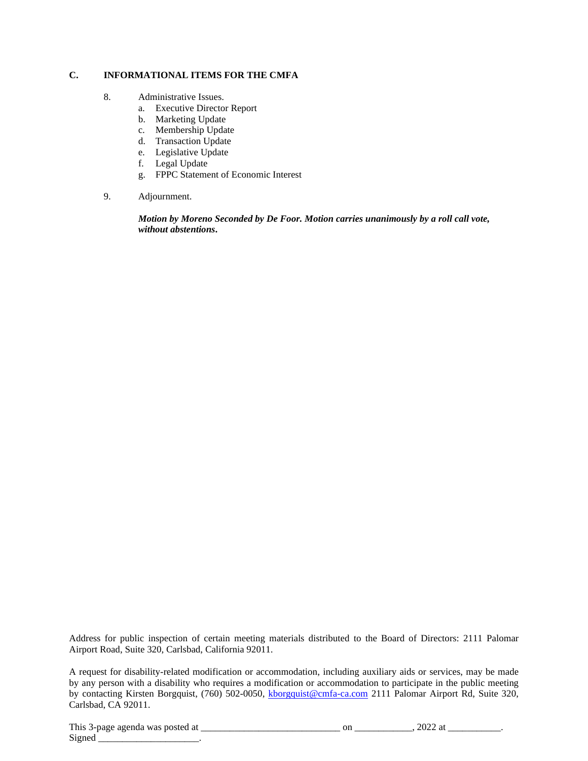## C. INFORMATIONAL ITEMS FOR THE CMFA

8. Administrative Issues.
   a. Executive Director Report
   b. Marketing Update
   c. Membership Update
   d. Transaction Update
   e. Legislative Update
   f. Legal Update
   g. FPPC Statement of Economic Interest

9. Adjournment.

   ***Motion by Moreno Seconded by De Foor. Motion carries unanimously by a roll call vote, without abstentions.***

Address for public inspection of certain meeting materials distributed to the Board of Directors: 2111 Palomar Airport Road, Suite 320, Carlsbad, California 92011.

A request for disability-related modification or accommodation, including auxiliary aids or services, may be made by any person with a disability who requires a modification or accommodation to participate in the public meeting by contacting Kirsten Borgquist, (760) 502-0050, kborgquist@cmfa-ca.com 2111 Palomar Airport Rd, Suite 320, Carlsbad, CA 92011.

This 3-page agenda was posted at ____________________________ on ____________, 2022 at ___________.
Signed _____________________.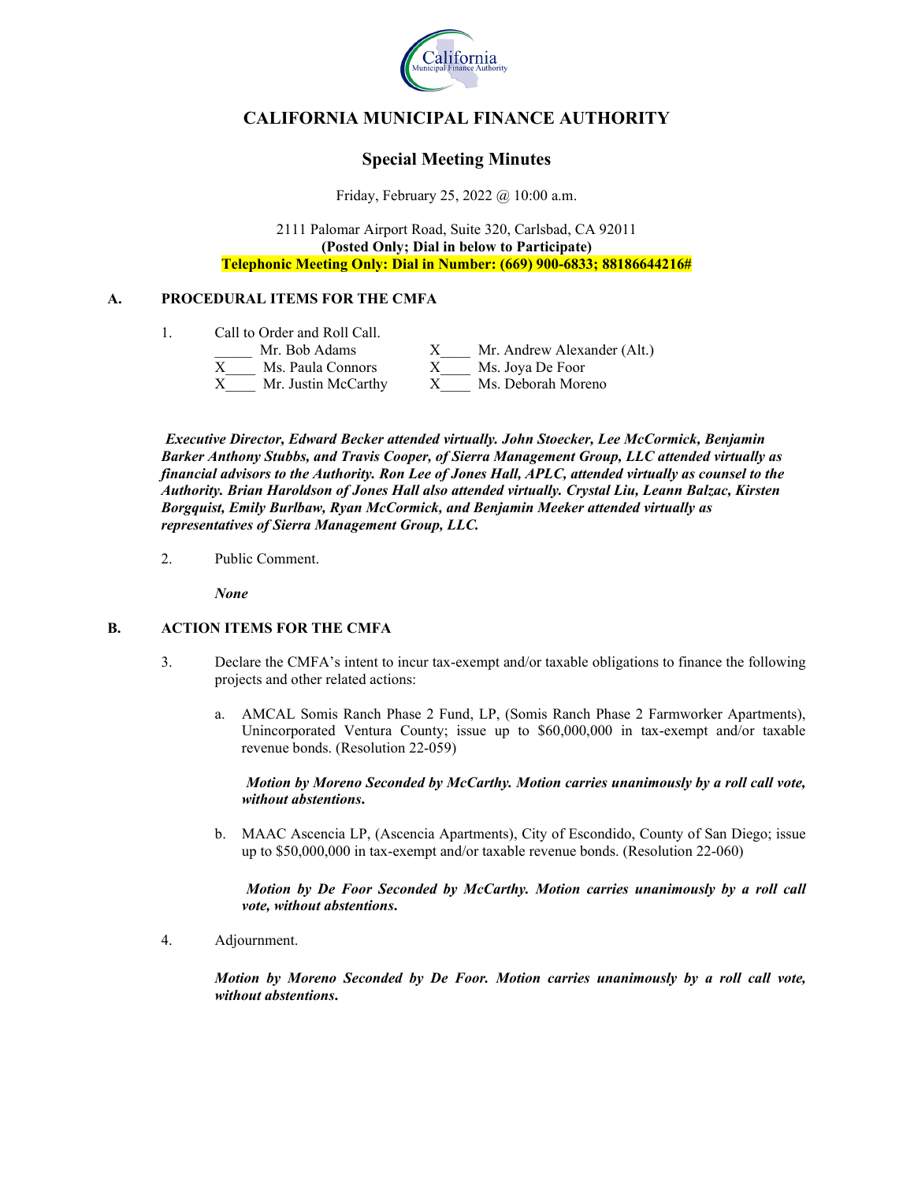# CALIFORNIA MUNICIPAL FINANCE AUTHORITY

## Special Meeting Minutes

Friday, February 25, 2022 @ 10:00 a.m.

2111 Palomar Airport Road, Suite 320, Carlsbad, CA 92011
**(Posted Only; Dial in below to Participate)**
**Telephonic Meeting Only: Dial in Number: (669) 900-6833; 88186644216#**

### A. PROCEDURAL ITEMS FOR THE CMFA

1. Call to Order and Roll Call.

| | | | |
|---|---|---|---|
| _____ | Mr. Bob Adams | X____ | Mr. Andrew Alexander (Alt.) |
| X____ | Ms. Paula Connors | X____ | Ms. Joya De Foor |
| X____ | Mr. Justin McCarthy | X____ | Ms. Deborah Moreno |

***Executive Director, Edward Becker attended virtually. John Stoecker, Lee McCormick, Benjamin Barker Anthony Stubbs, and Travis Cooper, of Sierra Management Group, LLC attended virtually as financial advisors to the Authority. Ron Lee of Jones Hall, APLC, attended virtually as counsel to the Authority. Brian Haroldson of Jones Hall also attended virtually. Crystal Liu, Leann Balzac, Kirsten Borgquist, Emily Burlbaw, Ryan McCormick, and Benjamin Meeker attended virtually as representatives of Sierra Management Group, LLC.***

2. Public Comment.

   ***None***

### B. ACTION ITEMS FOR THE CMFA

3. Declare the CMFA's intent to incur tax-exempt and/or taxable obligations to finance the following projects and other related actions:

   a. AMCAL Somis Ranch Phase 2 Fund, LP, (Somis Ranch Phase 2 Farmworker Apartments), Unincorporated Ventura County; issue up to $60,000,000 in tax-exempt and/or taxable revenue bonds. (Resolution 22-059)

      ***Motion by Moreno Seconded by McCarthy. Motion carries unanimously by a roll call vote, without abstentions.***

   b. MAAC Ascencia LP, (Ascencia Apartments), City of Escondido, County of San Diego; issue up to $50,000,000 in tax-exempt and/or taxable revenue bonds. (Resolution 22-060)

      ***Motion by De Foor Seconded by McCarthy. Motion carries unanimously by a roll call vote, without abstentions.***

4. Adjournment.

   ***Motion by Moreno Seconded by De Foor. Motion carries unanimously by a roll call vote, without abstentions.***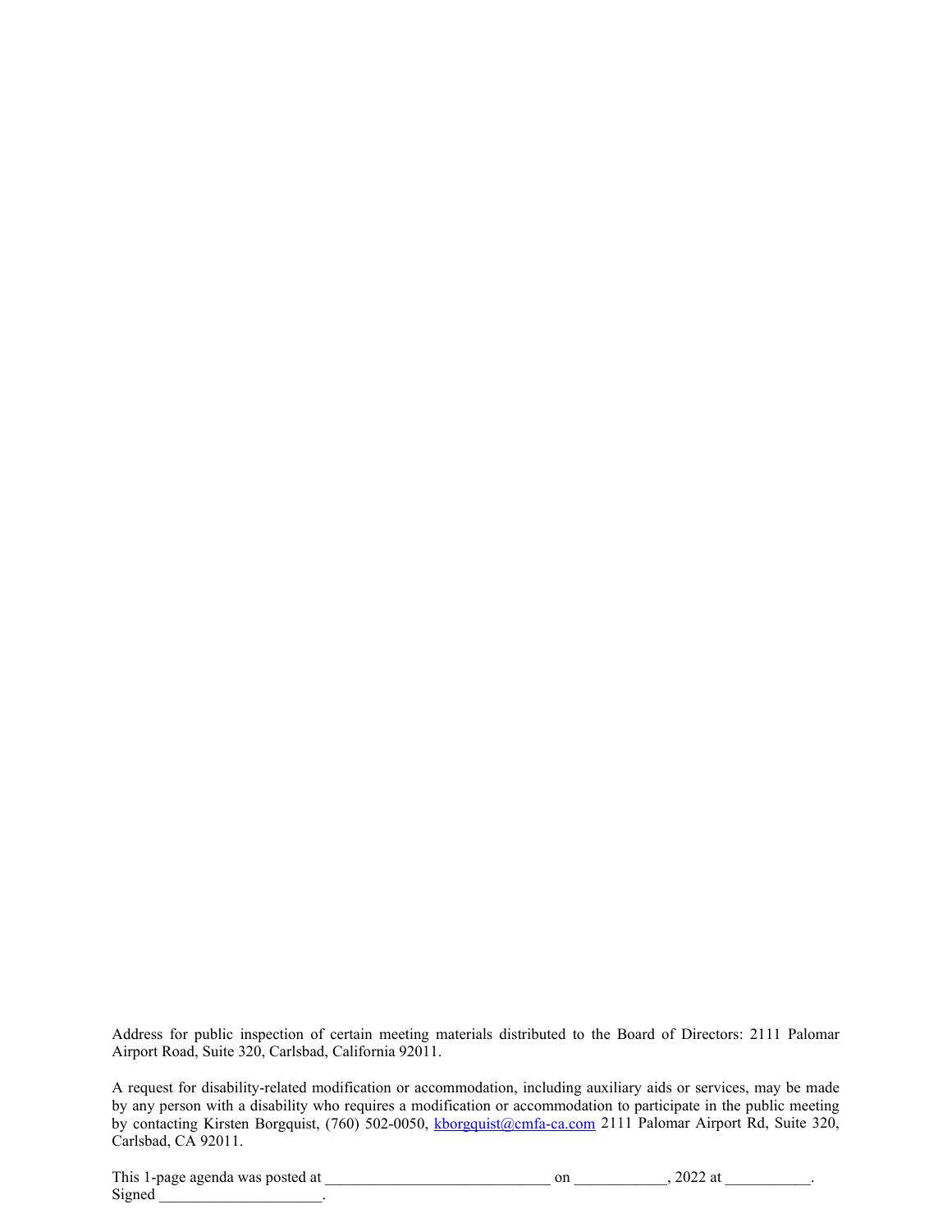Address for public inspection of certain meeting materials distributed to the Board of Directors: 2111 Palomar Airport Road, Suite 320, Carlsbad, California 92011.

A request for disability-related modification or accommodation, including auxiliary aids or services, may be made by any person with a disability who requires a modification or accommodation to participate in the public meeting by contacting Kirsten Borgquist, (760) 502-0050, [kborgquist@cmfa-ca.com](mailto:kborgquist@cmfa-ca.com) 2111 Palomar Airport Rd, Suite 320, Carlsbad, CA 92011.

This 1-page agenda was posted at ____________________________ on ____________, 2022 at ___________.
Signed _____________________.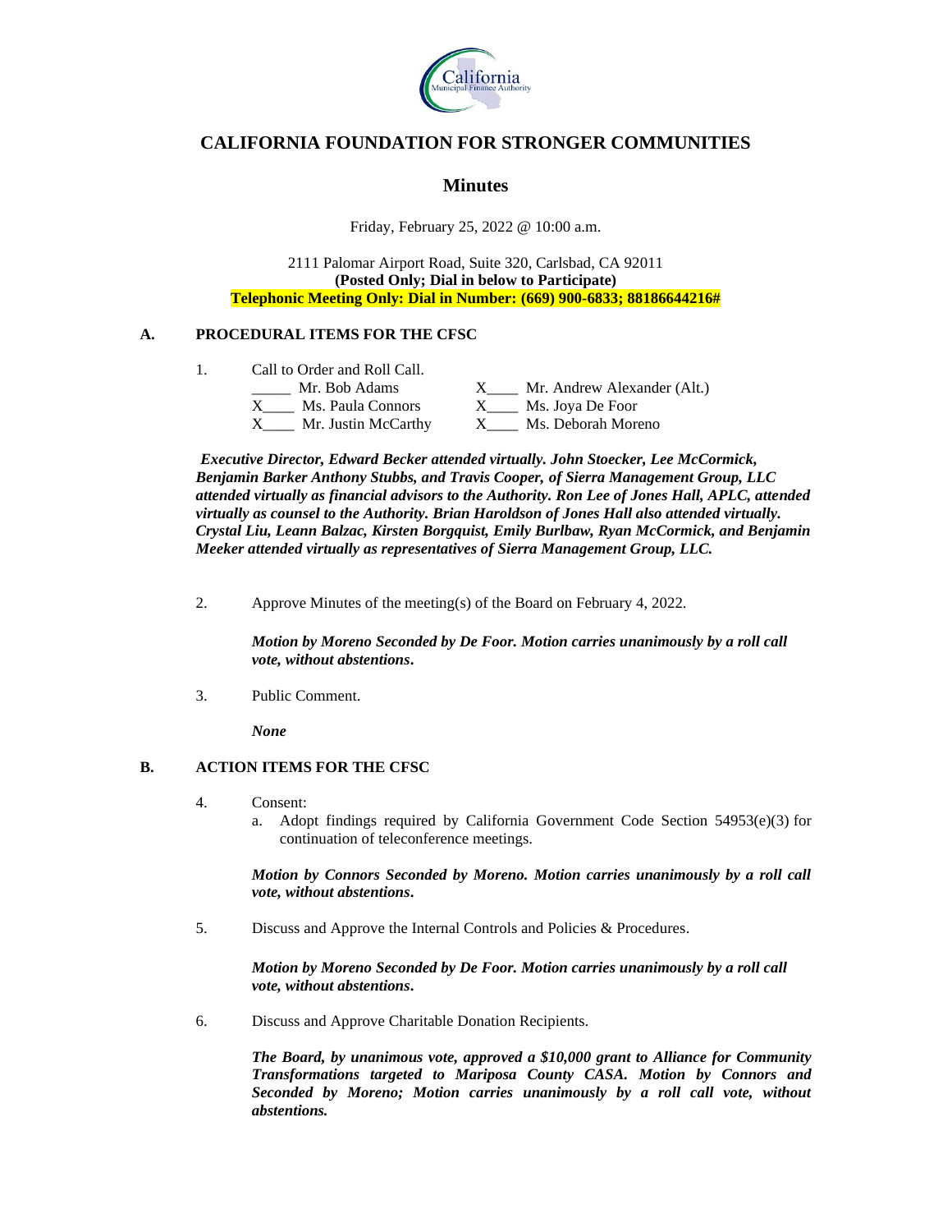# CALIFORNIA FOUNDATION FOR STRONGER COMMUNITIES

## Minutes

Friday, February 25, 2022 @ 10:00 a.m.

2111 Palomar Airport Road, Suite 320, Carlsbad, CA 92011
**(Posted Only; Dial in below to Participate)**
**Telephonic Meeting Only: Dial in Number: (669) 900-6833; 88186644216#**

### A. PROCEDURAL ITEMS FOR THE CFSC

1. Call to Order and Roll Call.

_____ Mr. Bob Adams
X____ Ms. Paula Connors
X____ Mr. Justin McCarthy
X____ Mr. Andrew Alexander (Alt.)
X____ Ms. Joya De Foor
X____ Ms. Deborah Moreno

***Executive Director, Edward Becker attended virtually. John Stoecker, Lee McCormick, Benjamin Barker Anthony Stubbs, and Travis Cooper, of Sierra Management Group, LLC attended virtually as financial advisors to the Authority. Ron Lee of Jones Hall, APLC, attended virtually as counsel to the Authority. Brian Haroldson of Jones Hall also attended virtually. Crystal Liu, Leann Balzac, Kirsten Borgquist, Emily Burlbaw, Ryan McCormick, and Benjamin Meeker attended virtually as representatives of Sierra Management Group, LLC.***

2. Approve Minutes of the meeting(s) of the Board on February 4, 2022.

   ***Motion by Moreno Seconded by De Foor. Motion carries unanimously by a roll call vote, without abstentions.***

3. Public Comment.

   ***None***

### B. ACTION ITEMS FOR THE CFSC

4. Consent:
   a. Adopt findings required by California Government Code Section 54953(e)(3) for continuation of teleconference meetings.

   ***Motion by Connors Seconded by Moreno. Motion carries unanimously by a roll call vote, without abstentions.***

5. Discuss and Approve the Internal Controls and Policies & Procedures.

   ***Motion by Moreno Seconded by De Foor. Motion carries unanimously by a roll call vote, without abstentions.***

6. Discuss and Approve Charitable Donation Recipients.

   ***The Board, by unanimous vote, approved a $10,000 grant to Alliance for Community Transformations targeted to Mariposa County CASA. Motion by Connors and Seconded by Moreno; Motion carries unanimously by a roll call vote, without abstentions.***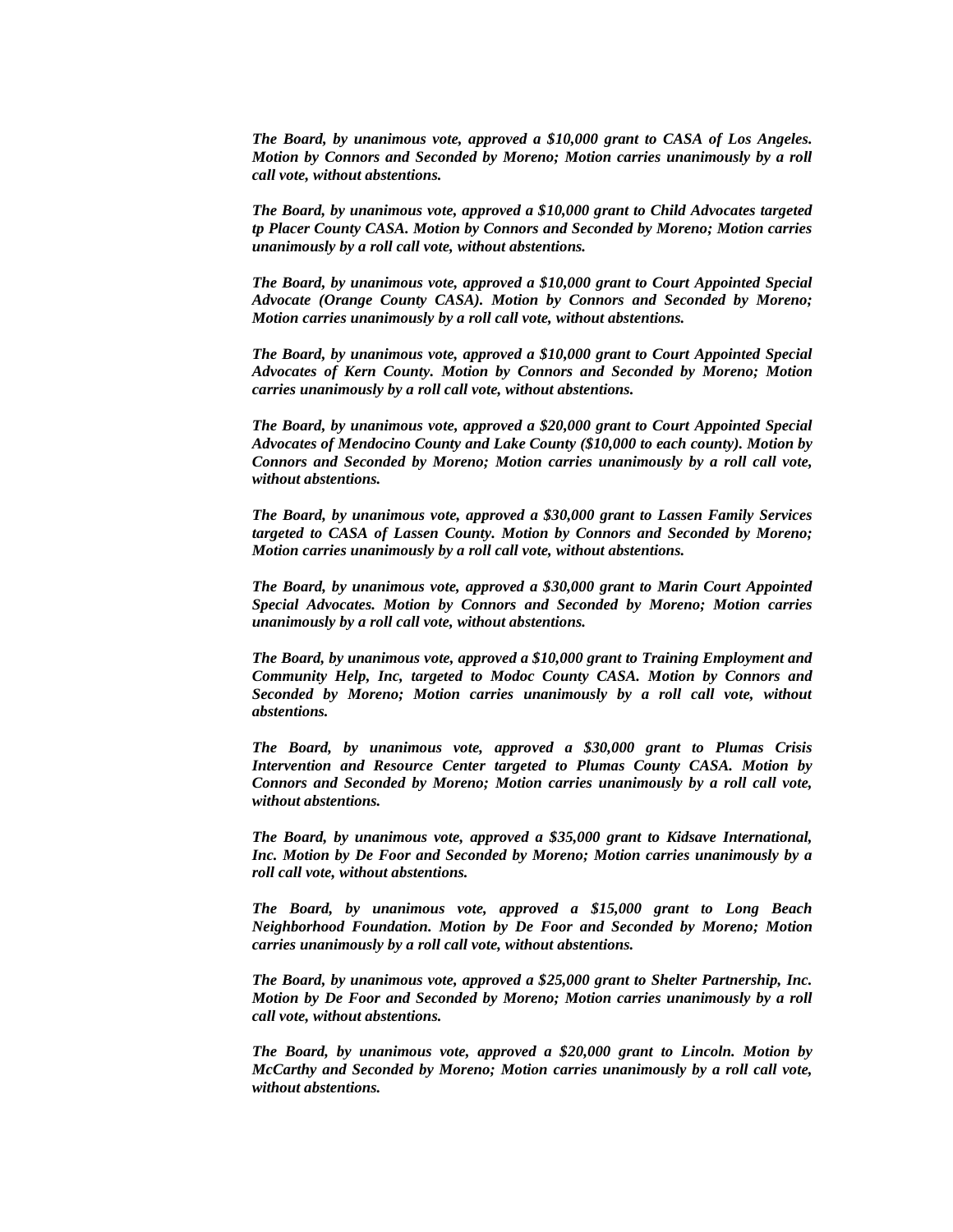*The Board, by unanimous vote, approved a $10,000 grant to CASA of Los Angeles. Motion by Connors and Seconded by Moreno; Motion carries unanimously by a roll call vote, without abstentions.*

*The Board, by unanimous vote, approved a $10,000 grant to Child Advocates targeted tp Placer County CASA. Motion by Connors and Seconded by Moreno; Motion carries unanimously by a roll call vote, without abstentions.*

*The Board, by unanimous vote, approved a $10,000 grant to Court Appointed Special Advocate (Orange County CASA). Motion by Connors and Seconded by Moreno; Motion carries unanimously by a roll call vote, without abstentions.*

*The Board, by unanimous vote, approved a $10,000 grant to Court Appointed Special Advocates of Kern County. Motion by Connors and Seconded by Moreno; Motion carries unanimously by a roll call vote, without abstentions.*

*The Board, by unanimous vote, approved a $20,000 grant to Court Appointed Special Advocates of Mendocino County and Lake County ($10,000 to each county). Motion by Connors and Seconded by Moreno; Motion carries unanimously by a roll call vote, without abstentions.*

*The Board, by unanimous vote, approved a $30,000 grant to Lassen Family Services targeted to CASA of Lassen County. Motion by Connors and Seconded by Moreno; Motion carries unanimously by a roll call vote, without abstentions.*

*The Board, by unanimous vote, approved a $30,000 grant to Marin Court Appointed Special Advocates. Motion by Connors and Seconded by Moreno; Motion carries unanimously by a roll call vote, without abstentions.*

*The Board, by unanimous vote, approved a $10,000 grant to Training Employment and Community Help, Inc, targeted to Modoc County CASA. Motion by Connors and Seconded by Moreno; Motion carries unanimously by a roll call vote, without abstentions.*

*The Board, by unanimous vote, approved a $30,000 grant to Plumas Crisis Intervention and Resource Center targeted to Plumas County CASA. Motion by Connors and Seconded by Moreno; Motion carries unanimously by a roll call vote, without abstentions.*

*The Board, by unanimous vote, approved a $35,000 grant to Kidsave International, Inc. Motion by De Foor and Seconded by Moreno; Motion carries unanimously by a roll call vote, without abstentions.*

*The Board, by unanimous vote, approved a $15,000 grant to Long Beach Neighborhood Foundation. Motion by De Foor and Seconded by Moreno; Motion carries unanimously by a roll call vote, without abstentions.*

*The Board, by unanimous vote, approved a $25,000 grant to Shelter Partnership, Inc. Motion by De Foor and Seconded by Moreno; Motion carries unanimously by a roll call vote, without abstentions.*

*The Board, by unanimous vote, approved a $20,000 grant to Lincoln. Motion by McCarthy and Seconded by Moreno; Motion carries unanimously by a roll call vote, without abstentions.*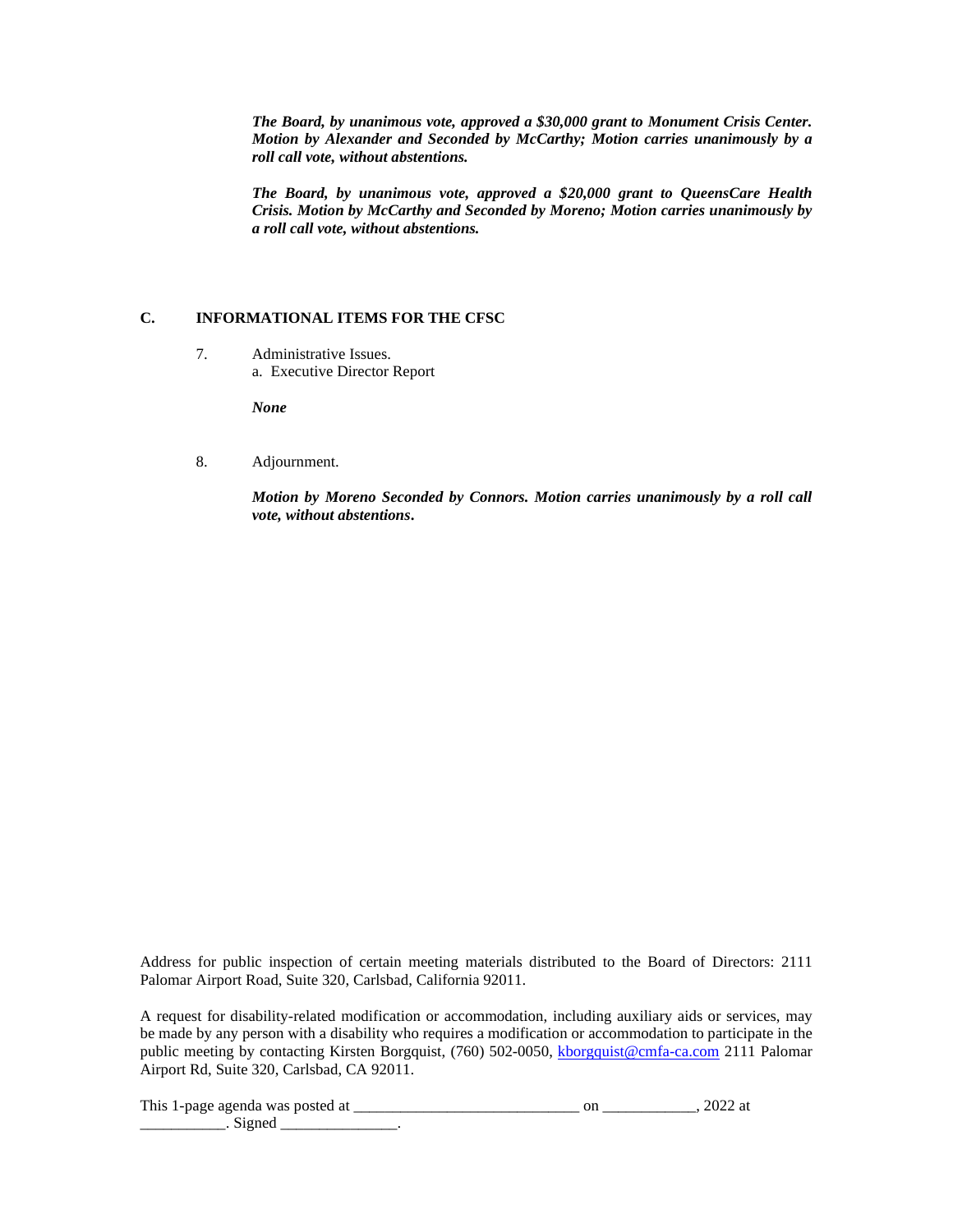***The Board, by unanimous vote, approved a $30,000 grant to Monument Crisis Center. Motion by Alexander and Seconded by McCarthy; Motion carries unanimously by a roll call vote, without abstentions.***

***The Board, by unanimous vote, approved a $20,000 grant to QueensCare Health Crisis. Motion by McCarthy and Seconded by Moreno; Motion carries unanimously by a roll call vote, without abstentions.***

## C. INFORMATIONAL ITEMS FOR THE CFSC

7. Administrative Issues.
   a. Executive Director Report

   ***None***

8. Adjournment.

   ***Motion by Moreno Seconded by Connors. Motion carries unanimously by a roll call vote, without abstentions.***

Address for public inspection of certain meeting materials distributed to the Board of Directors: 2111 Palomar Airport Road, Suite 320, Carlsbad, California 92011.

A request for disability-related modification or accommodation, including auxiliary aids or services, may be made by any person with a disability who requires a modification or accommodation to participate in the public meeting by contacting Kirsten Borgquist, (760) 502-0050, kborgquist@cmfa-ca.com 2111 Palomar Airport Rd, Suite 320, Carlsbad, CA 92011.

This 1-page agenda was posted at ____________________________ on ____________, 2022 at ___________. Signed _______________.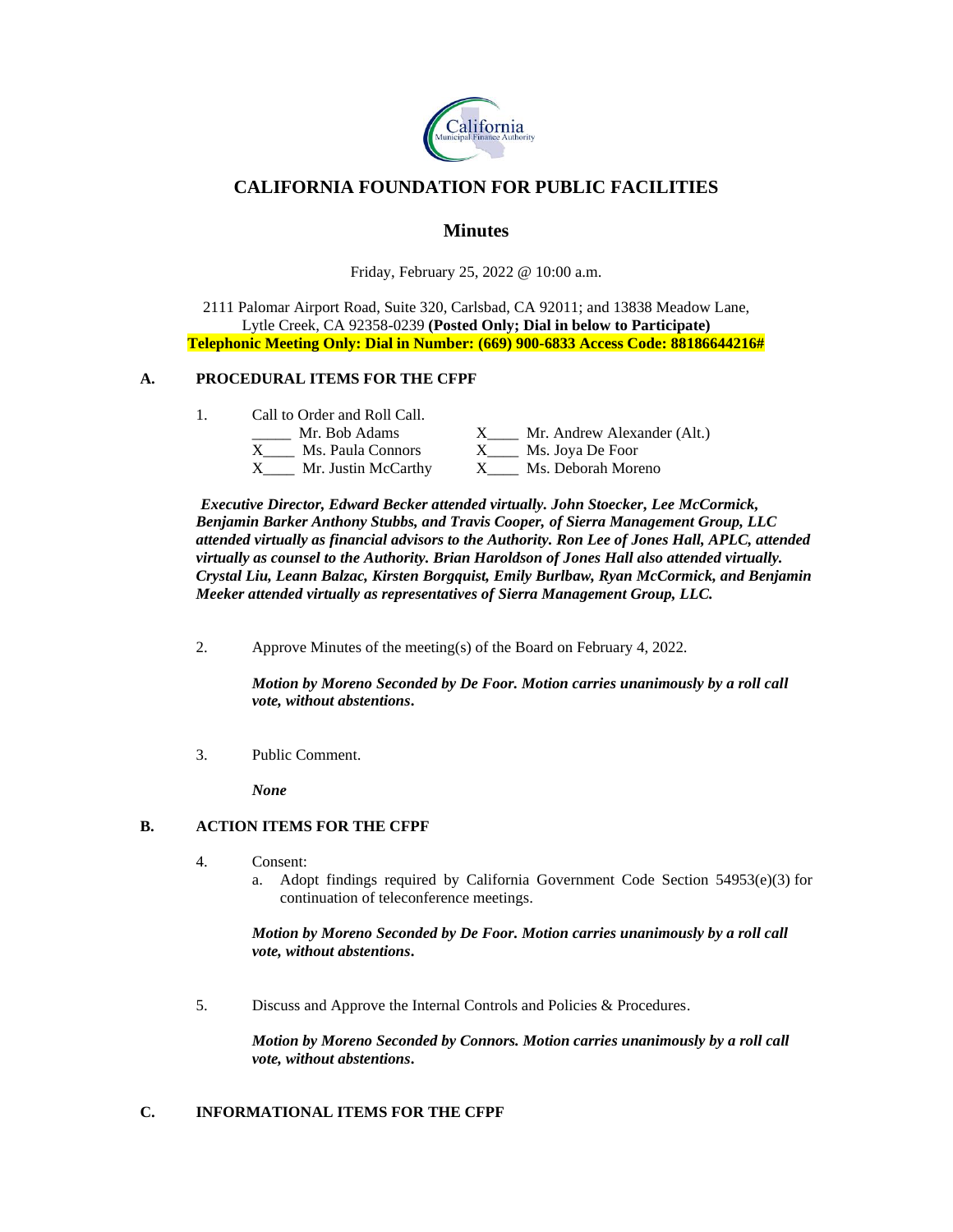# CALIFORNIA FOUNDATION FOR PUBLIC FACILITIES

## Minutes

Friday, February 25, 2022 @ 10:00 a.m.

2111 Palomar Airport Road, Suite 320, Carlsbad, CA 92011; and 13838 Meadow Lane, Lytle Creek, CA 92358-0239 **(Posted Only; Dial in below to Participate)**
**Telephonic Meeting Only: Dial in Number: (669) 900-6833 Access Code: 88186644216#**

### A. PROCEDURAL ITEMS FOR THE CFPF

1. Call to Order and Roll Call.

| | |
|---|---|
| _____ Mr. Bob Adams | X____ Mr. Andrew Alexander (Alt.) |
| X____ Ms. Paula Connors | X____ Ms. Joya De Foor |
| X____ Mr. Justin McCarthy | X____ Ms. Deborah Moreno |

***Executive Director, Edward Becker attended virtually. John Stoecker, Lee McCormick, Benjamin Barker Anthony Stubbs, and Travis Cooper, of Sierra Management Group, LLC attended virtually as financial advisors to the Authority. Ron Lee of Jones Hall, APLC, attended virtually as counsel to the Authority. Brian Haroldson of Jones Hall also attended virtually. Crystal Liu, Leann Balzac, Kirsten Borgquist, Emily Burlbaw, Ryan McCormick, and Benjamin Meeker attended virtually as representatives of Sierra Management Group, LLC.***

2. Approve Minutes of the meeting(s) of the Board on February 4, 2022.

   ***Motion by Moreno Seconded by De Foor. Motion carries unanimously by a roll call vote, without abstentions.***

3. Public Comment.

   ***None***

### B. ACTION ITEMS FOR THE CFPF

4. Consent:
   a. Adopt findings required by California Government Code Section 54953(e)(3) for continuation of teleconference meetings.

   ***Motion by Moreno Seconded by De Foor. Motion carries unanimously by a roll call vote, without abstentions.***

5. Discuss and Approve the Internal Controls and Policies & Procedures.

   ***Motion by Moreno Seconded by Connors. Motion carries unanimously by a roll call vote, without abstentions.***

### C. INFORMATIONAL ITEMS FOR THE CFPF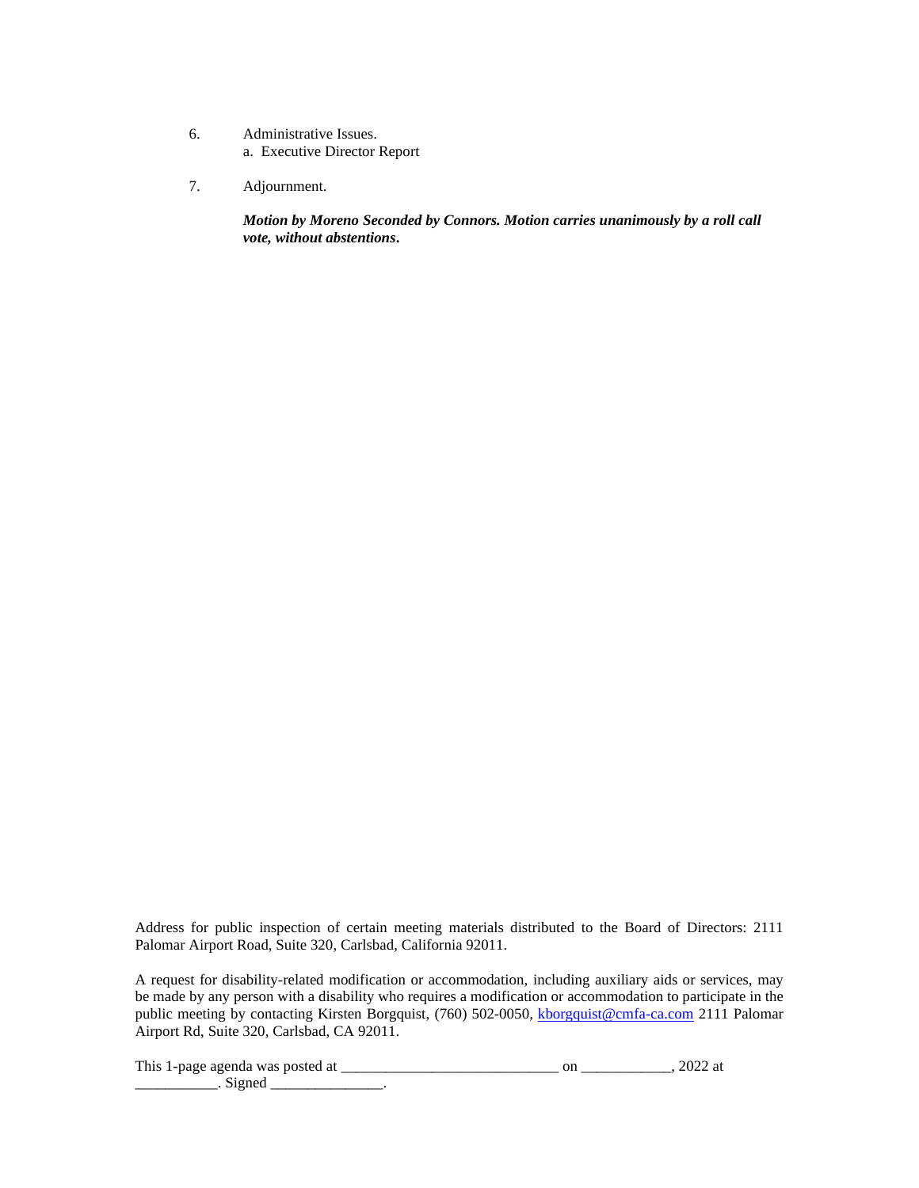6. Administrative Issues.
   a. Executive Director Report

7. Adjournment.

   ***Motion by Moreno Seconded by Connors. Motion carries unanimously by a roll call vote, without abstentions.***

Address for public inspection of certain meeting materials distributed to the Board of Directors: 2111 Palomar Airport Road, Suite 320, Carlsbad, California 92011.

A request for disability-related modification or accommodation, including auxiliary aids or services, may be made by any person with a disability who requires a modification or accommodation to participate in the public meeting by contacting Kirsten Borgquist, (760) 502-0050, kborgquist@cmfa-ca.com 2111 Palomar Airport Rd, Suite 320, Carlsbad, CA 92011.

This 1-page agenda was posted at ____________________________ on ____________, 2022 at ___________. Signed _______________.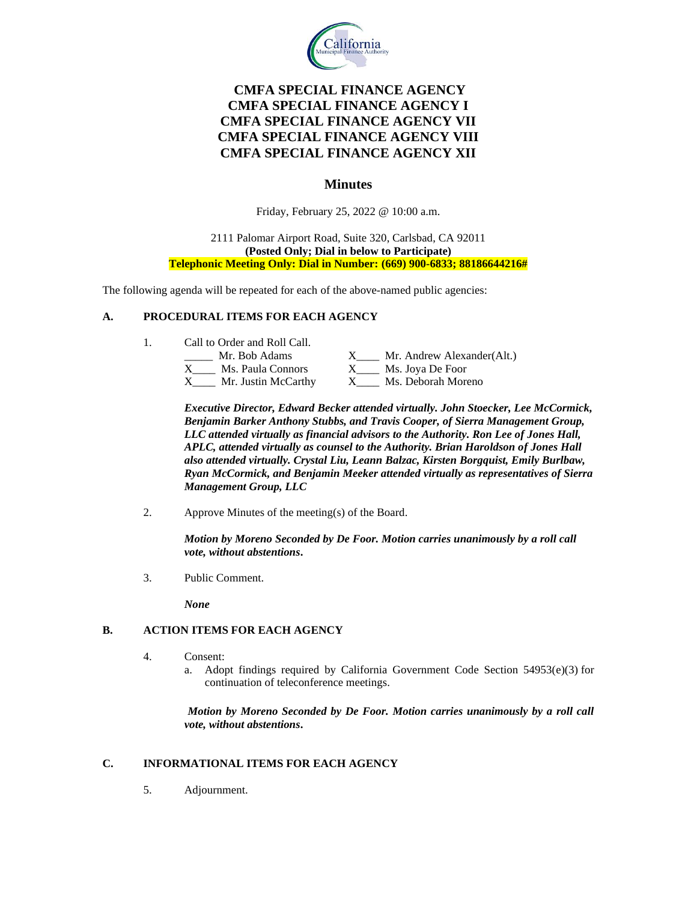# CMFA SPECIAL FINANCE AGENCY
# CMFA SPECIAL FINANCE AGENCY I
# CMFA SPECIAL FINANCE AGENCY VII
# CMFA SPECIAL FINANCE AGENCY VIII
# CMFA SPECIAL FINANCE AGENCY XII

## Minutes

Friday, February 25, 2022 @ 10:00 a.m.

2111 Palomar Airport Road, Suite 320, Carlsbad, CA 92011
**(Posted Only; Dial in below to Participate)**
**Telephonic Meeting Only: Dial in Number: (669) 900-6833; 88186644216#**

The following agenda will be repeated for each of the above-named public agencies:

**A. PROCEDURAL ITEMS FOR EACH AGENCY**

1. Call to Order and Roll Call.

| | |
|---|---|
| _____ Mr. Bob Adams | X____ Mr. Andrew Alexander(Alt.) |
| X____ Ms. Paula Connors | X____ Ms. Joya De Foor |
| X____ Mr. Justin McCarthy | X____ Ms. Deborah Moreno |

***Executive Director, Edward Becker attended virtually. John Stoecker, Lee McCormick, Benjamin Barker Anthony Stubbs, and Travis Cooper, of Sierra Management Group, LLC attended virtually as financial advisors to the Authority. Ron Lee of Jones Hall, APLC, attended virtually as counsel to the Authority. Brian Haroldson of Jones Hall also attended virtually. Crystal Liu, Leann Balzac, Kirsten Borgquist, Emily Burlbaw, Ryan McCormick, and Benjamin Meeker attended virtually as representatives of Sierra Management Group, LLC***

2. Approve Minutes of the meeting(s) of the Board.

***Motion by Moreno Seconded by De Foor. Motion carries unanimously by a roll call vote, without abstentions.***

3. Public Comment.

***None***

**B. ACTION ITEMS FOR EACH AGENCY**

4. Consent:
   a. Adopt findings required by California Government Code Section 54953(e)(3) for continuation of teleconference meetings.

***Motion by Moreno Seconded by De Foor. Motion carries unanimously by a roll call vote, without abstentions.***

**C. INFORMATIONAL ITEMS FOR EACH AGENCY**

5. Adjournment.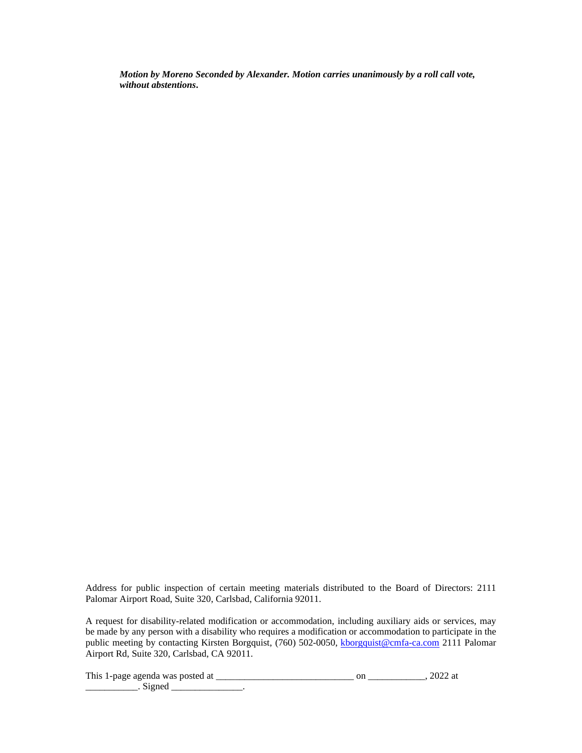***Motion by Moreno Seconded by Alexander. Motion carries unanimously by a roll call vote, without abstentions.***

Address for public inspection of certain meeting materials distributed to the Board of Directors: 2111 Palomar Airport Road, Suite 320, Carlsbad, California 92011.

A request for disability-related modification or accommodation, including auxiliary aids or services, may be made by any person with a disability who requires a modification or accommodation to participate in the public meeting by contacting Kirsten Borgquist, (760) 502-0050, kborgquist@cmfa-ca.com 2111 Palomar Airport Rd, Suite 320, Carlsbad, CA 92011.

This 1-page agenda was posted at ____________________________ on ____________, 2022 at ___________. Signed _______________.